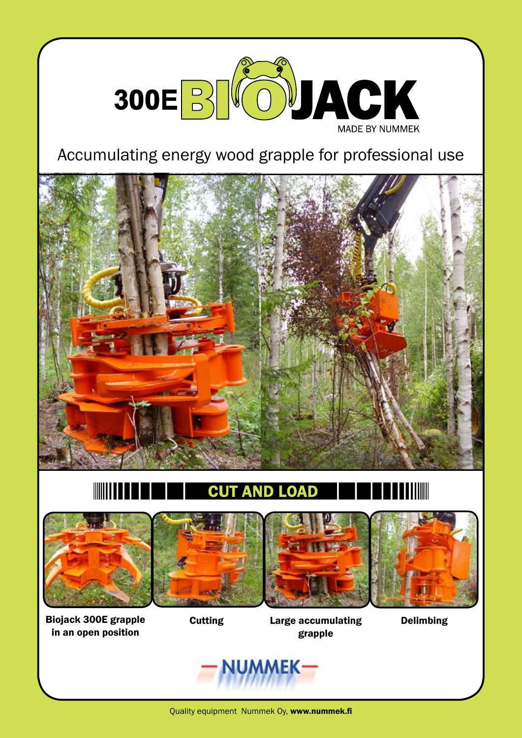# 300E BIOJACK

MADE BY NUMMEK

## Accumulating energy wood grapple for professional use

## CUT AND LOAD

**Biojack 300E grapple in an open position**

**Cutting**

**Large accumulating grapple**

**Delimbing**

NUMMEK

Quality equipment Nummek Oy, **www.nummek.fi**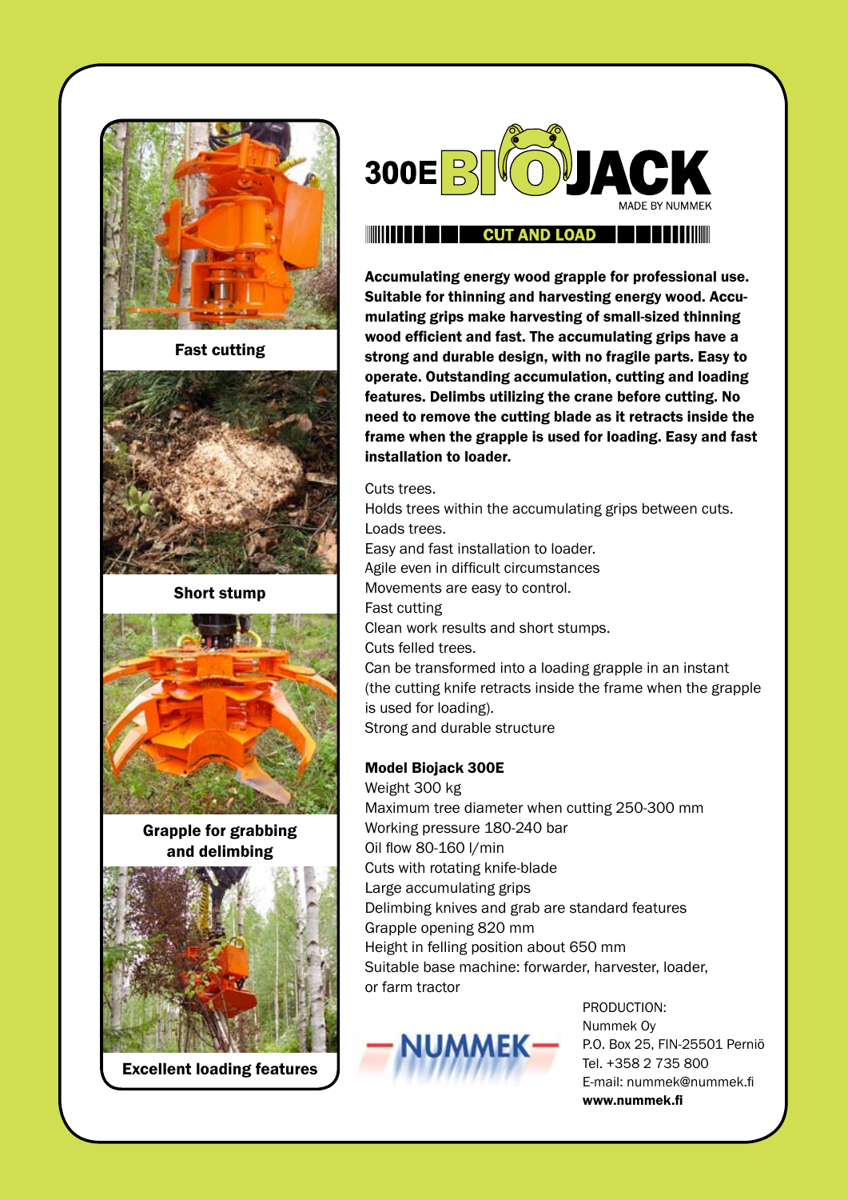Fast cutting

Short stump

Grapple for grabbing and delimbing

Excellent loading features

# 300E BIOJACK

MADE BY NUMMEK

## CUT AND LOAD

**Accumulating energy wood grapple for professional use. Suitable for thinning and harvesting energy wood. Accumulating grips make harvesting of small-sized thinning wood efficient and fast. The accumulating grips have a strong and durable design, with no fragile parts. Easy to operate. Outstanding accumulation, cutting and loading features. Delimbs utilizing the crane before cutting. No need to remove the cutting blade as it retracts inside the frame when the grapple is used for loading. Easy and fast installation to loader.**

Cuts trees.
Holds trees within the accumulating grips between cuts.
Loads trees.
Easy and fast installation to loader.
Agile even in difficult circumstances
Movements are easy to control.
Fast cutting
Clean work results and short stumps.
Cuts felled trees.
Can be transformed into a loading grapple in an instant (the cutting knife retracts inside the frame when the grapple is used for loading).
Strong and durable structure

**Model Biojack 300E**

Weight 300 kg
Maximum tree diameter when cutting 250-300 mm
Working pressure 180-240 bar
Oil flow 80-160 l/min
Cuts with rotating knife-blade
Large accumulating grips
Delimbing knives and grab are standard features
Grapple opening 820 mm
Height in felling position about 650 mm
Suitable base machine: forwarder, harvester, loader, or farm tractor

NUMMEK

PRODUCTION:
Nummek Oy
P.O. Box 25, FIN-25501 Perniö
Tel. +358 2 735 800
E-mail: nummek@nummek.fi
**www.nummek.fi**